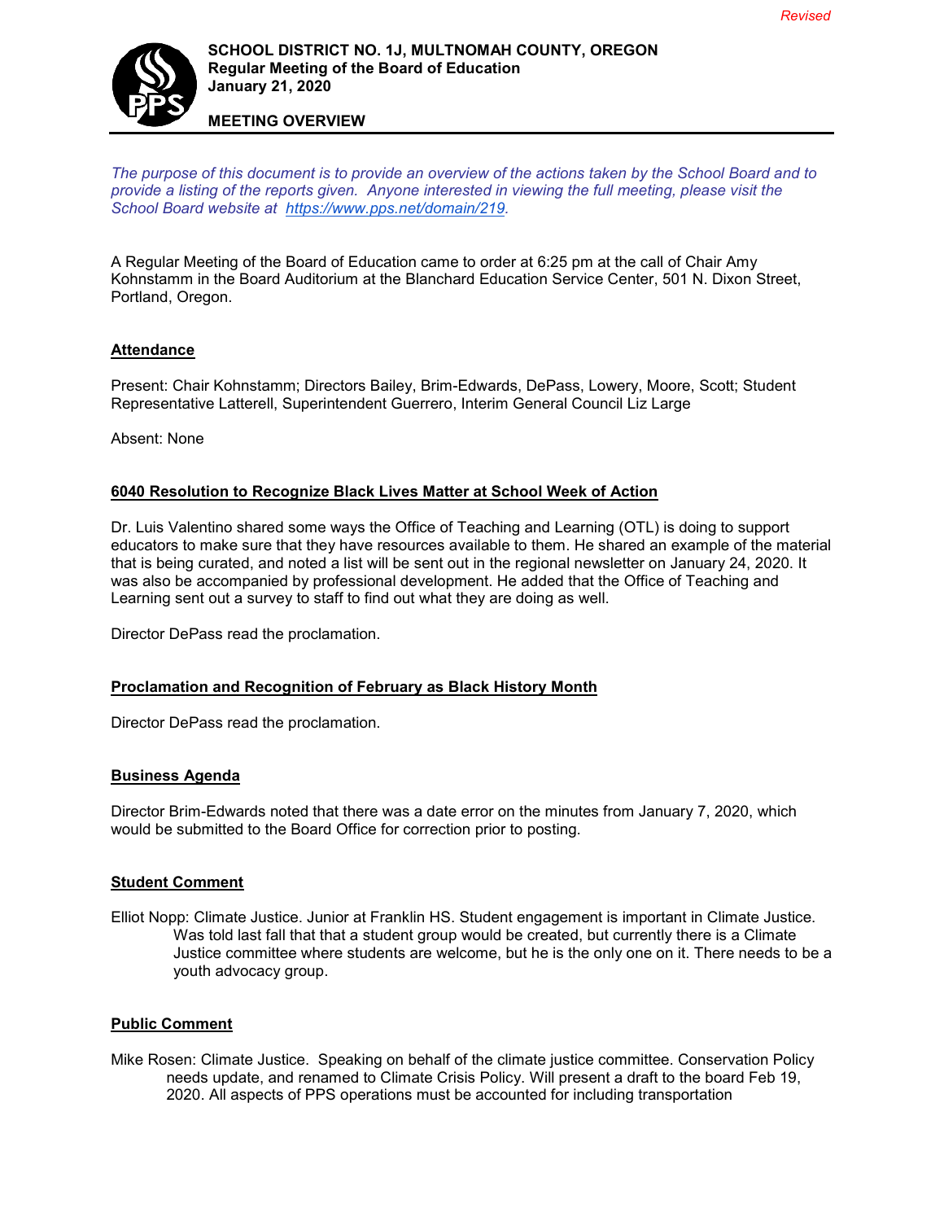Revised

**SCHOOL DISTRICT NO. 1J, MULTNOMAH COUNTY, OREGON**
**Regular Meeting of the Board of Education**
**January 21, 2020**

**MEETING OVERVIEW**

*The purpose of this document is to provide an overview of the actions taken by the School Board and to provide a listing of the reports given. Anyone interested in viewing the full meeting, please visit the School Board website at [https://www.pps.net/domain/219](https://www.pps.net/domain/219).*

A Regular Meeting of the Board of Education came to order at 6:25 pm at the call of Chair Amy Kohnstamm in the Board Auditorium at the Blanchard Education Service Center, 501 N. Dixon Street, Portland, Oregon.

## Attendance

Present: Chair Kohnstamm; Directors Bailey, Brim-Edwards, DePass, Lowery, Moore, Scott; Student Representative Latterell, Superintendent Guerrero, Interim General Council Liz Large

Absent: None

## 6040 Resolution to Recognize Black Lives Matter at School Week of Action

Dr. Luis Valentino shared some ways the Office of Teaching and Learning (OTL) is doing to support educators to make sure that they have resources available to them. He shared an example of the material that is being curated, and noted a list will be sent out in the regional newsletter on January 24, 2020. It was also be accompanied by professional development. He added that the Office of Teaching and Learning sent out a survey to staff to find out what they are doing as well.

Director DePass read the proclamation.

## Proclamation and Recognition of February as Black History Month

Director DePass read the proclamation.

## Business Agenda

Director Brim-Edwards noted that there was a date error on the minutes from January 7, 2020, which would be submitted to the Board Office for correction prior to posting.

## Student Comment

Elliot Nopp: Climate Justice. Junior at Franklin HS. Student engagement is important in Climate Justice. Was told last fall that that a student group would be created, but currently there is a Climate Justice committee where students are welcome, but he is the only one on it. There needs to be a youth advocacy group.

## Public Comment

Mike Rosen: Climate Justice. Speaking on behalf of the climate justice committee. Conservation Policy needs update, and renamed to Climate Crisis Policy. Will present a draft to the board Feb 19, 2020. All aspects of PPS operations must be accounted for including transportation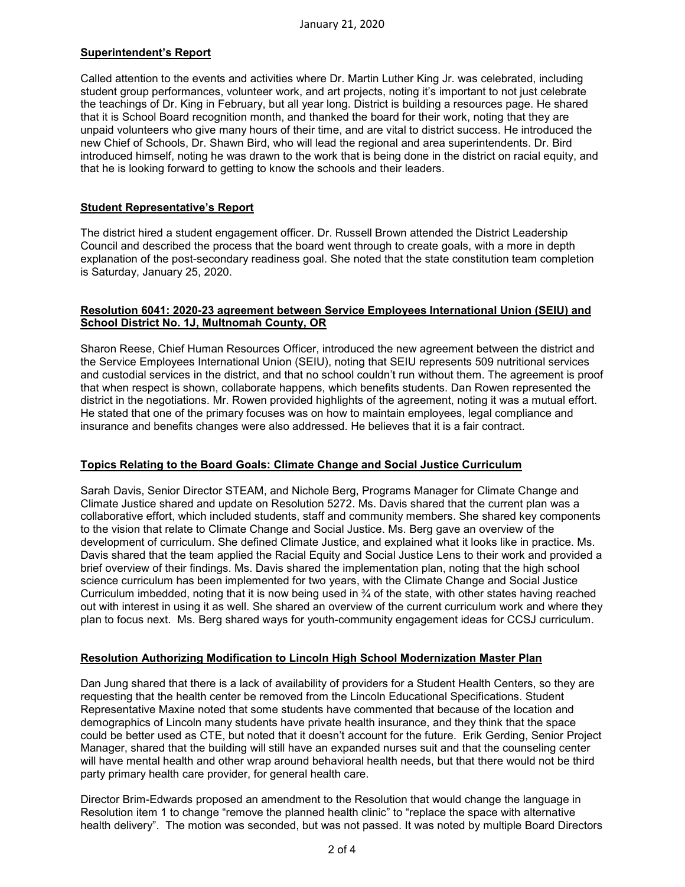## Superintendent's Report

Called attention to the events and activities where Dr. Martin Luther King Jr. was celebrated, including student group performances, volunteer work, and art projects, noting it's important to not just celebrate the teachings of Dr. King in February, but all year long. District is building a resources page. He shared that it is School Board recognition month, and thanked the board for their work, noting that they are unpaid volunteers who give many hours of their time, and are vital to district success. He introduced the new Chief of Schools, Dr. Shawn Bird, who will lead the regional and area superintendents. Dr. Bird introduced himself, noting he was drawn to the work that is being done in the district on racial equity, and that he is looking forward to getting to know the schools and their leaders.

## Student Representative's Report

The district hired a student engagement officer. Dr. Russell Brown attended the District Leadership Council and described the process that the board went through to create goals, with a more in depth explanation of the post-secondary readiness goal. She noted that the state constitution team completion is Saturday, January 25, 2020.

## Resolution 6041: 2020-23 agreement between Service Employees International Union (SEIU) and School District No. 1J, Multnomah County, OR

Sharon Reese, Chief Human Resources Officer, introduced the new agreement between the district and the Service Employees International Union (SEIU), noting that SEIU represents 509 nutritional services and custodial services in the district, and that no school couldn't run without them. The agreement is proof that when respect is shown, collaborate happens, which benefits students. Dan Rowen represented the district in the negotiations. Mr. Rowen provided highlights of the agreement, noting it was a mutual effort. He stated that one of the primary focuses was on how to maintain employees, legal compliance and insurance and benefits changes were also addressed. He believes that it is a fair contract.

## Topics Relating to the Board Goals: Climate Change and Social Justice Curriculum

Sarah Davis, Senior Director STEAM, and Nichole Berg, Programs Manager for Climate Change and Climate Justice shared and update on Resolution 5272. Ms. Davis shared that the current plan was a collaborative effort, which included students, staff and community members. She shared key components to the vision that relate to Climate Change and Social Justice. Ms. Berg gave an overview of the development of curriculum. She defined Climate Justice, and explained what it looks like in practice. Ms. Davis shared that the team applied the Racial Equity and Social Justice Lens to their work and provided a brief overview of their findings. Ms. Davis shared the implementation plan, noting that the high school science curriculum has been implemented for two years, with the Climate Change and Social Justice Curriculum imbedded, noting that it is now being used in ¾ of the state, with other states having reached out with interest in using it as well. She shared an overview of the current curriculum work and where they plan to focus next. Ms. Berg shared ways for youth-community engagement ideas for CCSJ curriculum.

## Resolution Authorizing Modification to Lincoln High School Modernization Master Plan

Dan Jung shared that there is a lack of availability of providers for a Student Health Centers, so they are requesting that the health center be removed from the Lincoln Educational Specifications. Student Representative Maxine noted that some students have commented that because of the location and demographics of Lincoln many students have private health insurance, and they think that the space could be better used as CTE, but noted that it doesn't account for the future. Erik Gerding, Senior Project Manager, shared that the building will still have an expanded nurses suit and that the counseling center will have mental health and other wrap around behavioral health needs, but that there would not be third party primary health care provider, for general health care.

Director Brim-Edwards proposed an amendment to the Resolution that would change the language in Resolution item 1 to change "remove the planned health clinic" to "replace the space with alternative health delivery". The motion was seconded, but was not passed. It was noted by multiple Board Directors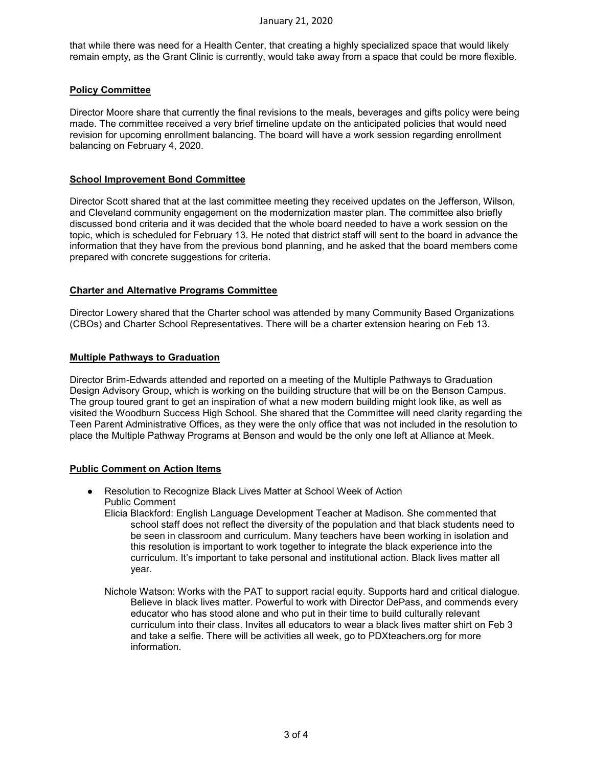that while there was need for a Health Center, that creating a highly specialized space that would likely remain empty, as the Grant Clinic is currently, would take away from a space that could be more flexible.

**Policy Committee**

Director Moore share that currently the final revisions to the meals, beverages and gifts policy were being made. The committee received a very brief timeline update on the anticipated policies that would need revision for upcoming enrollment balancing. The board will have a work session regarding enrollment balancing on February 4, 2020.

**School Improvement Bond Committee**

Director Scott shared that at the last committee meeting they received updates on the Jefferson, Wilson, and Cleveland community engagement on the modernization master plan. The committee also briefly discussed bond criteria and it was decided that the whole board needed to have a work session on the topic, which is scheduled for February 13. He noted that district staff will sent to the board in advance the information that they have from the previous bond planning, and he asked that the board members come prepared with concrete suggestions for criteria.

**Charter and Alternative Programs Committee**

Director Lowery shared that the Charter school was attended by many Community Based Organizations (CBOs) and Charter School Representatives. There will be a charter extension hearing on Feb 13.

**Multiple Pathways to Graduation**

Director Brim-Edwards attended and reported on a meeting of the Multiple Pathways to Graduation Design Advisory Group, which is working on the building structure that will be on the Benson Campus. The group toured grant to get an inspiration of what a new modern building might look like, as well as visited the Woodburn Success High School. She shared that the Committee will need clarity regarding the Teen Parent Administrative Offices, as they were the only office that was not included in the resolution to place the Multiple Pathway Programs at Benson and would be the only one left at Alliance at Meek.

**Public Comment on Action Items**

- Resolution to Recognize Black Lives Matter at School Week of Action
  Public Comment

  Elicia Blackford: English Language Development Teacher at Madison. She commented that school staff does not reflect the diversity of the population and that black students need to be seen in classroom and curriculum. Many teachers have been working in isolation and this resolution is important to work together to integrate the black experience into the curriculum. It's important to take personal and institutional action. Black lives matter all year.

  Nichole Watson: Works with the PAT to support racial equity. Supports hard and critical dialogue. Believe in black lives matter. Powerful to work with Director DePass, and commends every educator who has stood alone and who put in their time to build culturally relevant curriculum into their class. Invites all educators to wear a black lives matter shirt on Feb 3 and take a selfie. There will be activities all week, go to PDXteachers.org for more information.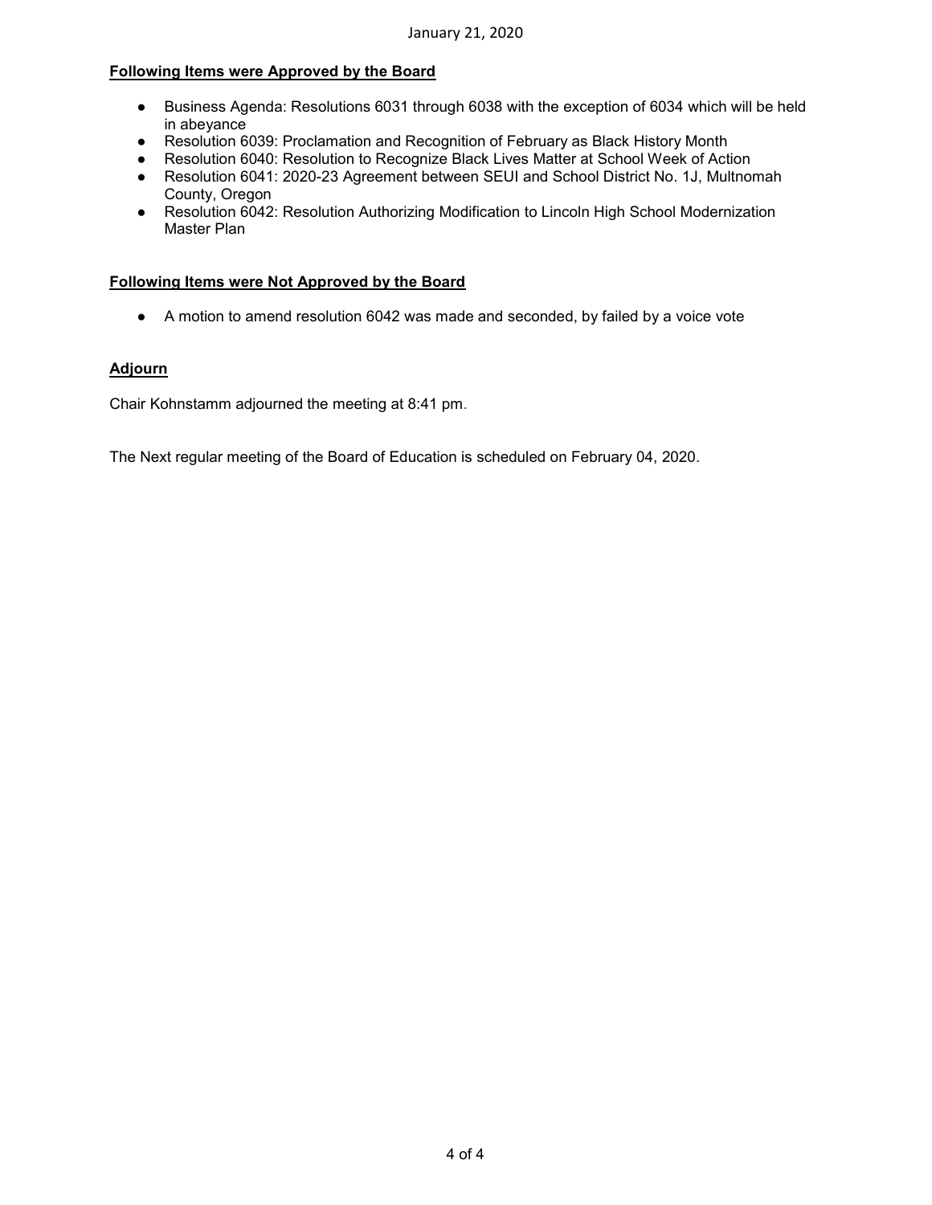**Following Items were Approved by the Board**

- Business Agenda: Resolutions 6031 through 6038 with the exception of 6034 which will be held in abeyance
- Resolution 6039: Proclamation and Recognition of February as Black History Month
- Resolution 6040: Resolution to Recognize Black Lives Matter at School Week of Action
- Resolution 6041: 2020-23 Agreement between SEUI and School District No. 1J, Multnomah County, Oregon
- Resolution 6042: Resolution Authorizing Modification to Lincoln High School Modernization Master Plan

**Following Items were Not Approved by the Board**

- A motion to amend resolution 6042 was made and seconded, by failed by a voice vote

**Adjourn**

Chair Kohnstamm adjourned the meeting at 8:41 pm.

The Next regular meeting of the Board of Education is scheduled on February 04, 2020.